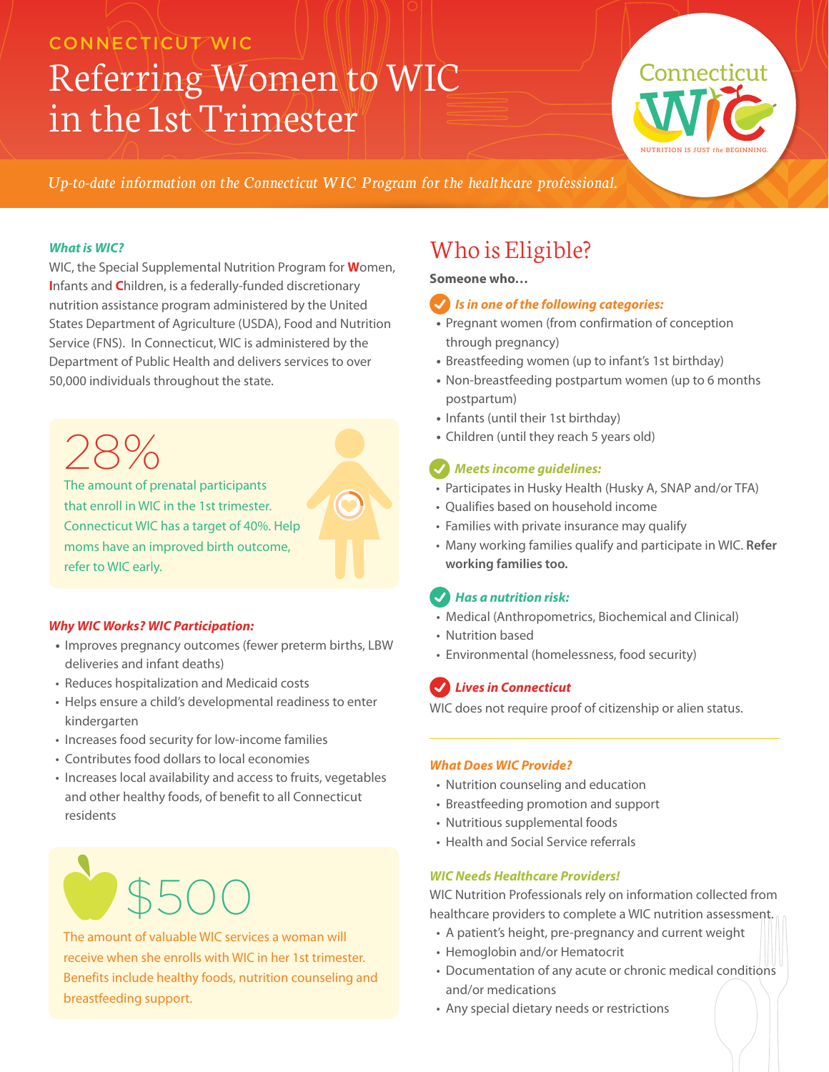CONNECTICUT WIC

# Referring Women to WIC in the 1st Trimester

Connecticut WIC
NUTRITION IS JUST the BEGINNING.

*Up-to-date information on the Connecticut WIC Program for the healthcare professional.*

### *What is WIC?*

WIC, the Special Supplemental Nutrition Program for **W**omen, **I**nfants and **C**hildren, is a federally-funded discretionary nutrition assistance program administered by the United States Department of Agriculture (USDA), Food and Nutrition Service (FNS). In Connecticut, WIC is administered by the Department of Public Health and delivers services to over 50,000 individuals throughout the state.

**28%**

The amount of prenatal participants that enroll in WIC in the 1st trimester. Connecticut WIC has a target of 40%. Help moms have an improved birth outcome, refer to WIC early.

### *Why WIC Works? WIC Participation:*

- Improves pregnancy outcomes (fewer preterm births, LBW deliveries and infant deaths)
- Reduces hospitalization and Medicaid costs
- Helps ensure a child's developmental readiness to enter kindergarten
- Increases food security for low-income families
- Contributes food dollars to local economies
- Increases local availability and access to fruits, vegetables and other healthy foods, of benefit to all Connecticut residents

**$500**

The amount of valuable WIC services a woman will receive when she enrolls with WIC in her 1st trimester. Benefits include healthy foods, nutrition counseling and breastfeeding support.

## Who is Eligible?

**Someone who…**

### *Is in one of the following categories:*

- Pregnant women (from confirmation of conception through pregnancy)
- Breastfeeding women (up to infant's 1st birthday)
- Non-breastfeeding postpartum women (up to 6 months postpartum)
- Infants (until their 1st birthday)
- Children (until they reach 5 years old)

### *Meets income guidelines:*

- Participates in Husky Health (Husky A, SNAP and/or TFA)
- Qualifies based on household income
- Families with private insurance may qualify
- Many working families qualify and participate in WIC. **Refer working families too.**

### *Has a nutrition risk:*

- Medical (Anthropometrics, Biochemical and Clinical)
- Nutrition based
- Environmental (homelessness, food security)

### *Lives in Connecticut*

WIC does not require proof of citizenship or alien status.

### *What Does WIC Provide?*

- Nutrition counseling and education
- Breastfeeding promotion and support
- Nutritious supplemental foods
- Health and Social Service referrals

### *WIC Needs Healthcare Providers!*

WIC Nutrition Professionals rely on information collected from healthcare providers to complete a WIC nutrition assessment.

- A patient's height, pre-pregnancy and current weight
- Hemoglobin and/or Hematocrit
- Documentation of any acute or chronic medical conditions and/or medications
- Any special dietary needs or restrictions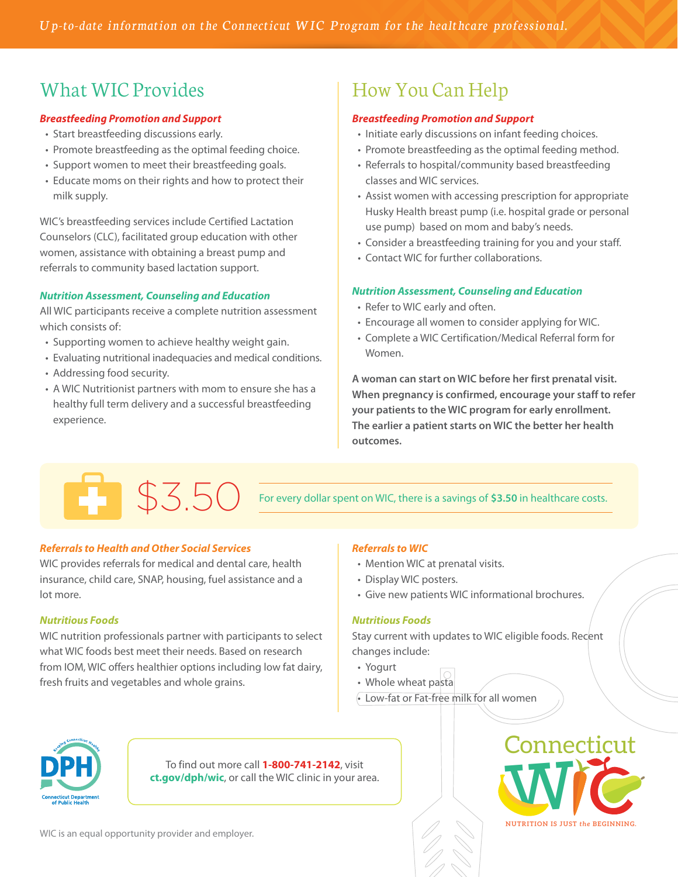*Up-to-date information on the Connecticut WIC Program for the healthcare professional.*

## What WIC Provides

***Breastfeeding Promotion and Support***

- Start breastfeeding discussions early.
- Promote breastfeeding as the optimal feeding choice.
- Support women to meet their breastfeeding goals.
- Educate moms on their rights and how to protect their milk supply.

WIC's breastfeeding services include Certified Lactation Counselors (CLC), facilitated group education with other women, assistance with obtaining a breast pump and referrals to community based lactation support.

***Nutrition Assessment, Counseling and Education***

All WIC participants receive a complete nutrition assessment which consists of:

- Supporting women to achieve healthy weight gain.
- Evaluating nutritional inadequacies and medical conditions.
- Addressing food security.
- A WIC Nutritionist partners with mom to ensure she has a healthy full term delivery and a successful breastfeeding experience.

## How You Can Help

***Breastfeeding Promotion and Support***

- Initiate early discussions on infant feeding choices.
- Promote breastfeeding as the optimal feeding method.
- Referrals to hospital/community based breastfeeding classes and WIC services.
- Assist women with accessing prescription for appropriate Husky Health breast pump (i.e. hospital grade or personal use pump) based on mom and baby's needs.
- Consider a breastfeeding training for you and your staff.
- Contact WIC for further collaborations.

***Nutrition Assessment, Counseling and Education***

- Refer to WIC early and often.
- Encourage all women to consider applying for WIC.
- Complete a WIC Certification/Medical Referral form for Women.

**A woman can start on WIC before her first prenatal visit. When pregnancy is confirmed, encourage your staff to refer your patients to the WIC program for early enrollment. The earlier a patient starts on WIC the better her health outcomes.**

$3.50

For every dollar spent on WIC, there is a savings of **$3.50** in healthcare costs.

***Referrals to Health and Other Social Services***

WIC provides referrals for medical and dental care, health insurance, child care, SNAP, housing, fuel assistance and a lot more.

***Nutritious Foods***

WIC nutrition professionals partner with participants to select what WIC foods best meet their needs. Based on research from IOM, WIC offers healthier options including low fat dairy, fresh fruits and vegetables and whole grains.

***Referrals to WIC***

- Mention WIC at prenatal visits.
- Display WIC posters.
- Give new patients WIC informational brochures.

***Nutritious Foods***

Stay current with updates to WIC eligible foods. Recent changes include:

- Yogurt
- Whole wheat pasta
- Low-fat or Fat-free milk for all women

DPH Connecticut Department of Public Health

To find out more call **1-800-741-2142**, visit **ct.gov/dph/wic**, or call the WIC clinic in your area.

Connecticut WIC — NUTRITION IS JUST *the* BEGINNING.

WIC is an equal opportunity provider and employer.